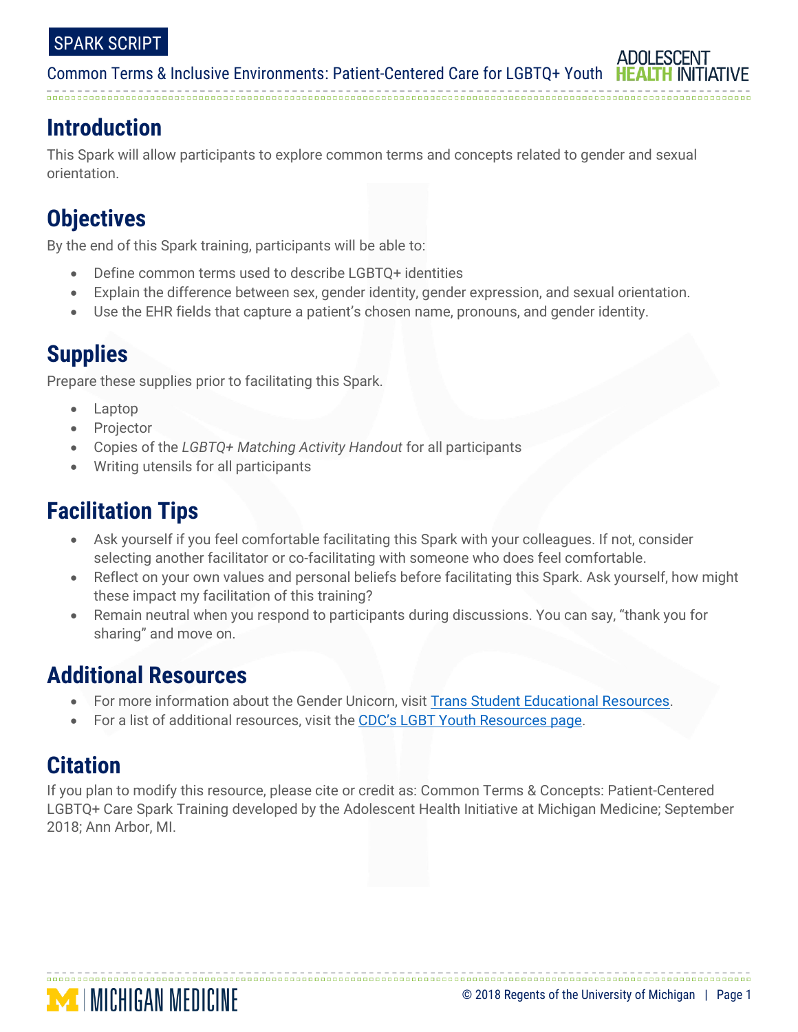SPARK SCRIPT

Common Terms & Inclusive Environments: Patient-Centered Care for LGBTQ+ Youth

## Introduction

This Spark will allow participants to explore common terms and concepts related to gender and sexual orientation.

## Objectives

By the end of this Spark training, participants will be able to:

- Define common terms used to describe LGBTQ+ identities
- Explain the difference between sex, gender identity, gender expression, and sexual orientation.
- Use the EHR fields that capture a patient's chosen name, pronouns, and gender identity.

## Supplies

Prepare these supplies prior to facilitating this Spark.

- Laptop
- Projector
- Copies of the *LGBTQ+ Matching Activity Handout* for all participants
- Writing utensils for all participants

## Facilitation Tips

- Ask yourself if you feel comfortable facilitating this Spark with your colleagues. If not, consider selecting another facilitator or co-facilitating with someone who does feel comfortable.
- Reflect on your own values and personal beliefs before facilitating this Spark. Ask yourself, how might these impact my facilitation of this training?
- Remain neutral when you respond to participants during discussions. You can say, "thank you for sharing" and move on.

## Additional Resources

- For more information about the Gender Unicorn, visit Trans Student Educational Resources.
- For a list of additional resources, visit the CDC's LGBT Youth Resources page.

## Citation

If you plan to modify this resource, please cite or credit as: Common Terms & Concepts: Patient-Centered LGBTQ+ Care Spark Training developed by the Adolescent Health Initiative at Michigan Medicine; September 2018; Ann Arbor, MI.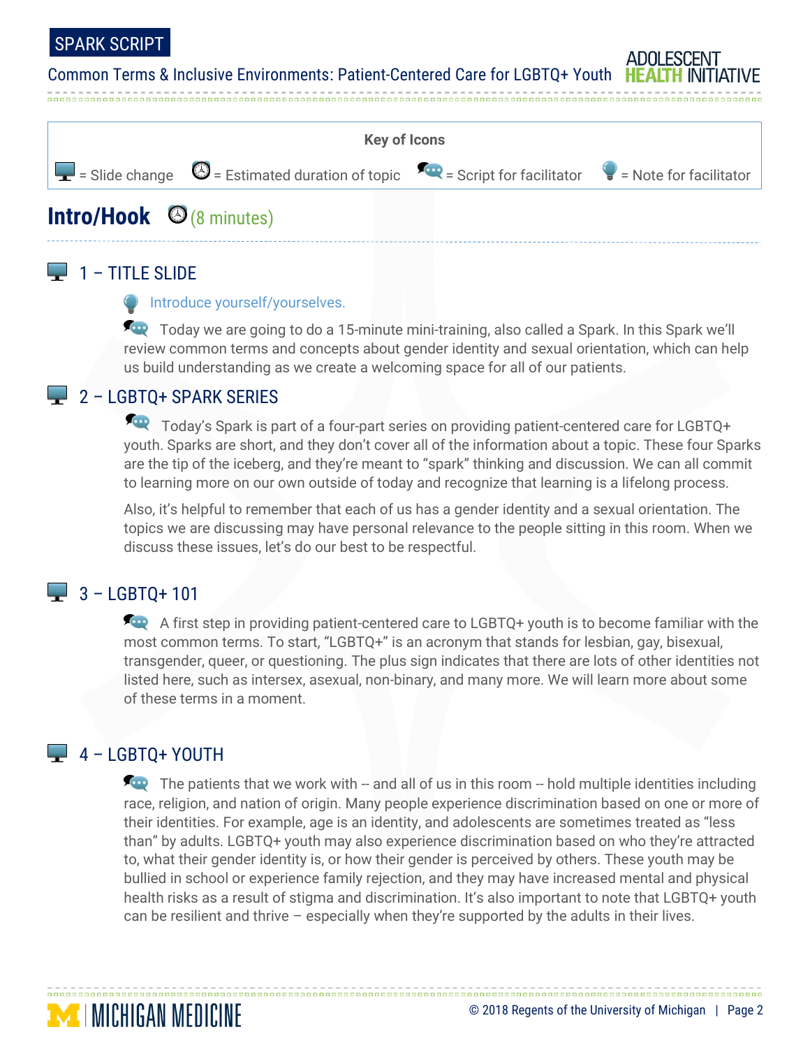**Key of Icons**

= Slide change = Estimated duration of topic = Script for facilitator = Note for facilitator

## Intro/Hook (8 minutes)

### 1 – TITLE SLIDE

Introduce yourself/yourselves.

Today we are going to do a 15-minute mini-training, also called a Spark. In this Spark we'll review common terms and concepts about gender identity and sexual orientation, which can help us build understanding as we create a welcoming space for all of our patients.

### 2 – LGBTQ+ SPARK SERIES

Today's Spark is part of a four-part series on providing patient-centered care for LGBTQ+ youth. Sparks are short, and they don't cover all of the information about a topic. These four Sparks are the tip of the iceberg, and they're meant to "spark" thinking and discussion. We can all commit to learning more on our own outside of today and recognize that learning is a lifelong process.

Also, it's helpful to remember that each of us has a gender identity and a sexual orientation. The topics we are discussing may have personal relevance to the people sitting in this room. When we discuss these issues, let's do our best to be respectful.

### 3 – LGBTQ+ 101

A first step in providing patient-centered care to LGBTQ+ youth is to become familiar with the most common terms. To start, "LGBTQ+" is an acronym that stands for lesbian, gay, bisexual, transgender, queer, or questioning. The plus sign indicates that there are lots of other identities not listed here, such as intersex, asexual, non-binary, and many more. We will learn more about some of these terms in a moment.

### 4 – LGBTQ+ YOUTH

The patients that we work with -- and all of us in this room -- hold multiple identities including race, religion, and nation of origin. Many people experience discrimination based on one or more of their identities. For example, age is an identity, and adolescents are sometimes treated as "less than" by adults. LGBTQ+ youth may also experience discrimination based on who they're attracted to, what their gender identity is, or how their gender is perceived by others. These youth may be bullied in school or experience family rejection, and they may have increased mental and physical health risks as a result of stigma and discrimination. It's also important to note that LGBTQ+ youth can be resilient and thrive – especially when they're supported by the adults in their lives.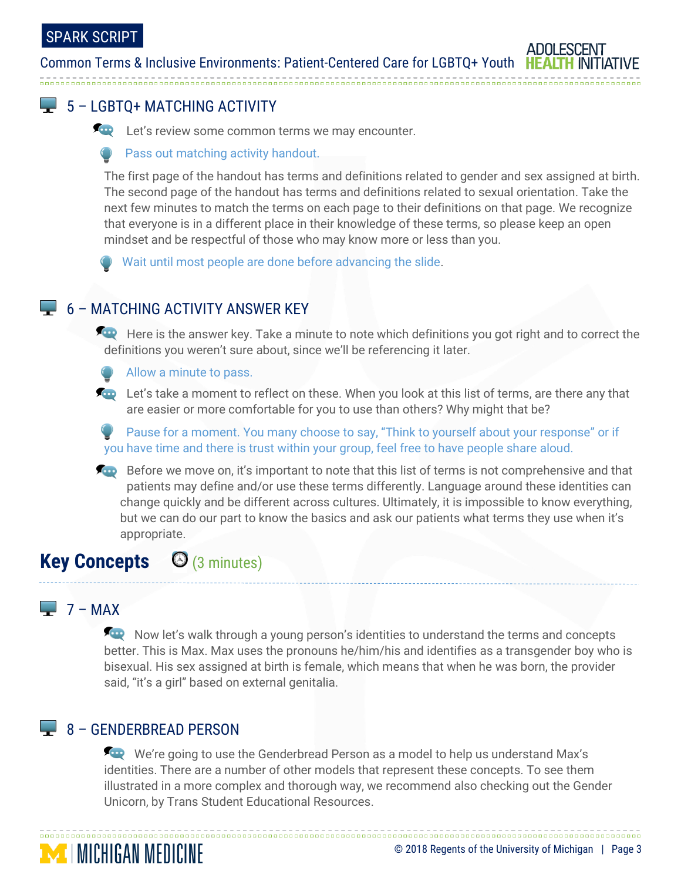## 5 – LGBTQ+ MATCHING ACTIVITY

Let's review some common terms we may encounter.

Pass out matching activity handout.

The first page of the handout has terms and definitions related to gender and sex assigned at birth. The second page of the handout has terms and definitions related to sexual orientation. Take the next few minutes to match the terms on each page to their definitions on that page. We recognize that everyone is in a different place in their knowledge of these terms, so please keep an open mindset and be respectful of those who may know more or less than you.

Wait until most people are done before advancing the slide.

## 6 – MATCHING ACTIVITY ANSWER KEY

Here is the answer key. Take a minute to note which definitions you got right and to correct the definitions you weren't sure about, since we'll be referencing it later.

Allow a minute to pass.

Let's take a moment to reflect on these. When you look at this list of terms, are there any that are easier or more comfortable for you to use than others? Why might that be?

Pause for a moment. You many choose to say, "Think to yourself about your response" or if you have time and there is trust within your group, feel free to have people share aloud.

Before we move on, it's important to note that this list of terms is not comprehensive and that patients may define and/or use these terms differently. Language around these identities can change quickly and be different across cultures. Ultimately, it is impossible to know everything, but we can do our part to know the basics and ask our patients what terms they use when it's appropriate.

# Key Concepts (3 minutes)

## 7 – MAX

Now let's walk through a young person's identities to understand the terms and concepts better. This is Max. Max uses the pronouns he/him/his and identifies as a transgender boy who is bisexual. His sex assigned at birth is female, which means that when he was born, the provider said, "it's a girl" based on external genitalia.

## 8 – GENDERBREAD PERSON

We're going to use the Genderbread Person as a model to help us understand Max's identities. There are a number of other models that represent these concepts. To see them illustrated in a more complex and thorough way, we recommend also checking out the Gender Unicorn, by Trans Student Educational Resources.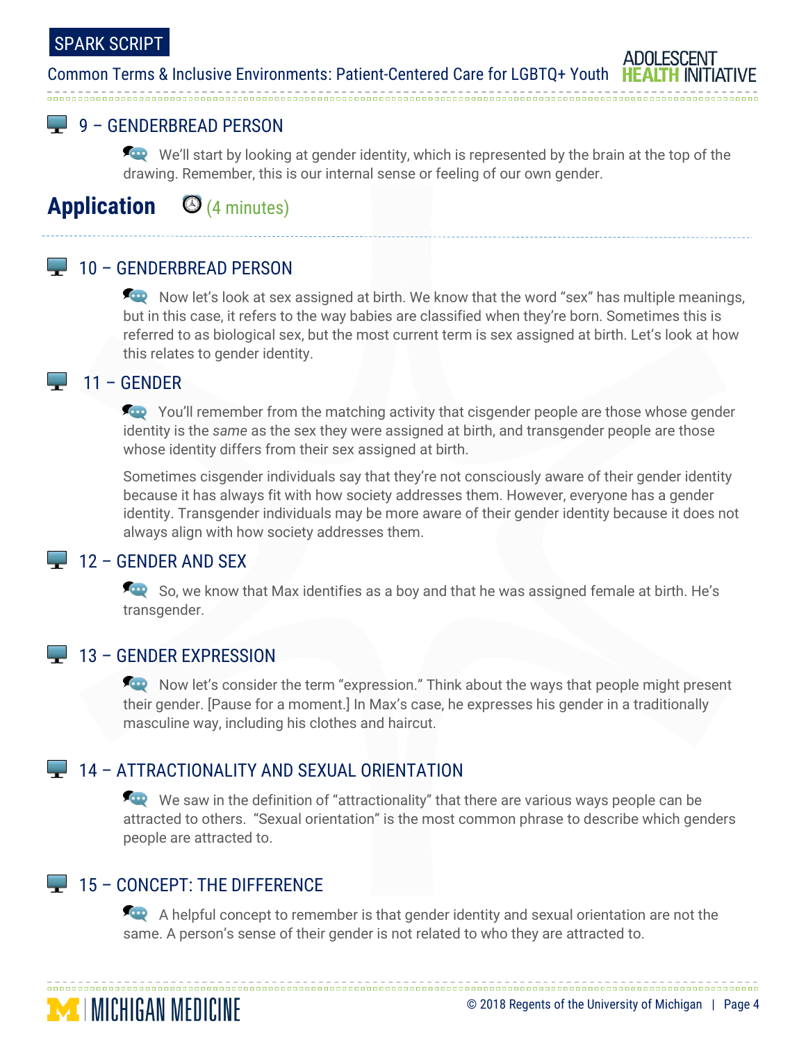### 9 – GENDERBREAD PERSON

We'll start by looking at gender identity, which is represented by the brain at the top of the drawing. Remember, this is our internal sense or feeling of our own gender.

## Application (4 minutes)

### 10 – GENDERBREAD PERSON

Now let's look at sex assigned at birth. We know that the word "sex" has multiple meanings, but in this case, it refers to the way babies are classified when they're born. Sometimes this is referred to as biological sex, but the most current term is sex assigned at birth. Let's look at how this relates to gender identity.

### 11 – GENDER

You'll remember from the matching activity that cisgender people are those whose gender identity is the *same* as the sex they were assigned at birth, and transgender people are those whose identity differs from their sex assigned at birth.

Sometimes cisgender individuals say that they're not consciously aware of their gender identity because it has always fit with how society addresses them. However, everyone has a gender identity. Transgender individuals may be more aware of their gender identity because it does not always align with how society addresses them.

### 12 – GENDER AND SEX

So, we know that Max identifies as a boy and that he was assigned female at birth. He's transgender.

### 13 – GENDER EXPRESSION

Now let's consider the term "expression." Think about the ways that people might present their gender. [Pause for a moment.] In Max's case, he expresses his gender in a traditionally masculine way, including his clothes and haircut.

### 14 – ATTRACTIONALITY AND SEXUAL ORIENTATION

We saw in the definition of "attractionality" that there are various ways people can be attracted to others. "Sexual orientation" is the most common phrase to describe which genders people are attracted to.

### 15 – CONCEPT: THE DIFFERENCE

A helpful concept to remember is that gender identity and sexual orientation are not the same. A person's sense of their gender is not related to who they are attracted to.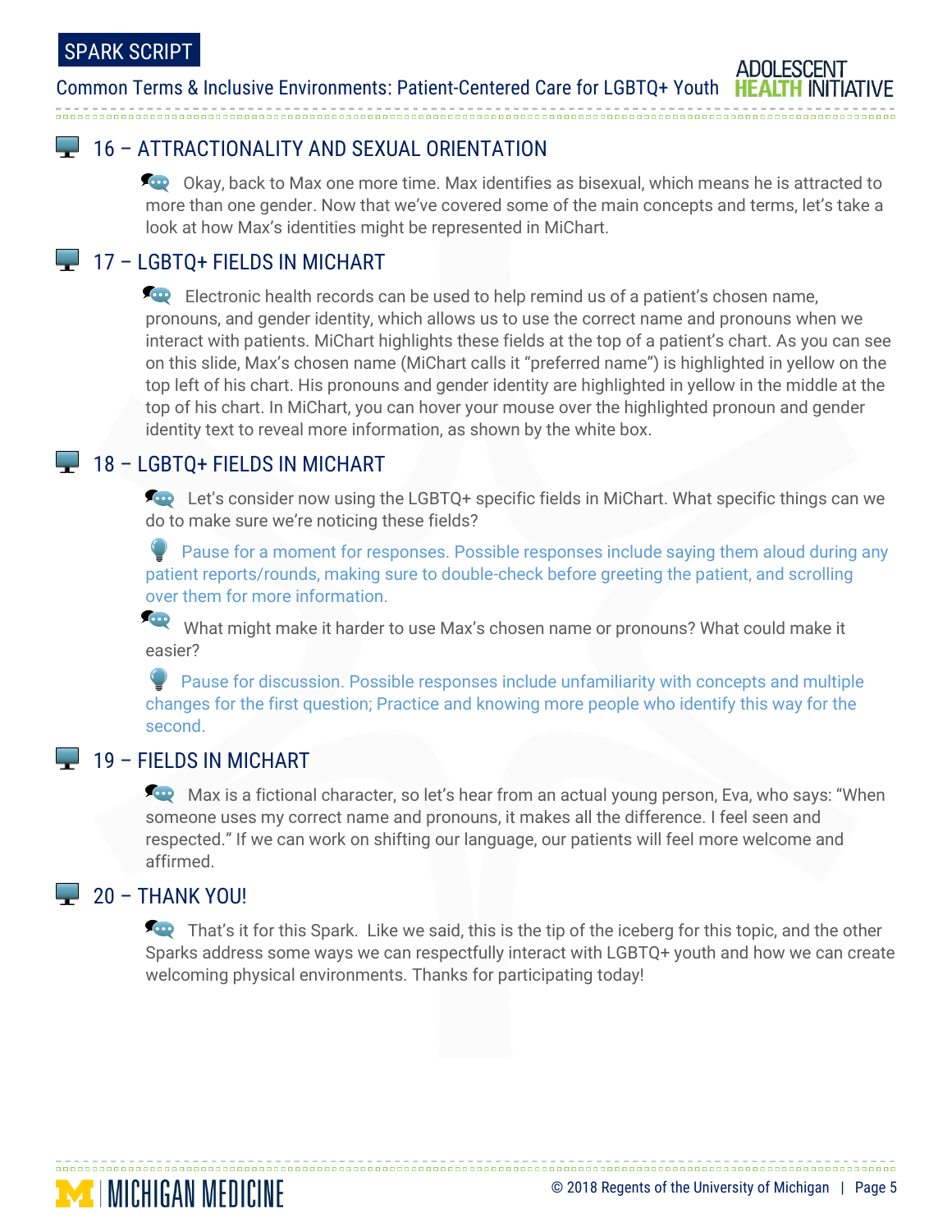## 16 – ATTRACTIONALITY AND SEXUAL ORIENTATION

Okay, back to Max one more time. Max identifies as bisexual, which means he is attracted to more than one gender. Now that we've covered some of the main concepts and terms, let's take a look at how Max's identities might be represented in MiChart.

## 17 – LGBTQ+ FIELDS IN MICHART

Electronic health records can be used to help remind us of a patient's chosen name, pronouns, and gender identity, which allows us to use the correct name and pronouns when we interact with patients. MiChart highlights these fields at the top of a patient's chart. As you can see on this slide, Max's chosen name (MiChart calls it "preferred name") is highlighted in yellow on the top left of his chart. His pronouns and gender identity are highlighted in yellow in the middle at the top of his chart. In MiChart, you can hover your mouse over the highlighted pronoun and gender identity text to reveal more information, as shown by the white box.

## 18 – LGBTQ+ FIELDS IN MICHART

Let's consider now using the LGBTQ+ specific fields in MiChart. What specific things can we do to make sure we're noticing these fields?

Pause for a moment for responses. Possible responses include saying them aloud during any patient reports/rounds, making sure to double-check before greeting the patient, and scrolling over them for more information.

What might make it harder to use Max's chosen name or pronouns? What could make it easier?

Pause for discussion. Possible responses include unfamiliarity with concepts and multiple changes for the first question; Practice and knowing more people who identify this way for the second.

## 19 – FIELDS IN MICHART

Max is a fictional character, so let's hear from an actual young person, Eva, who says: "When someone uses my correct name and pronouns, it makes all the difference. I feel seen and respected." If we can work on shifting our language, our patients will feel more welcome and affirmed.

## 20 – THANK YOU!

That's it for this Spark. Like we said, this is the tip of the iceberg for this topic, and the other Sparks address some ways we can respectfully interact with LGBTQ+ youth and how we can create welcoming physical environments. Thanks for participating today!